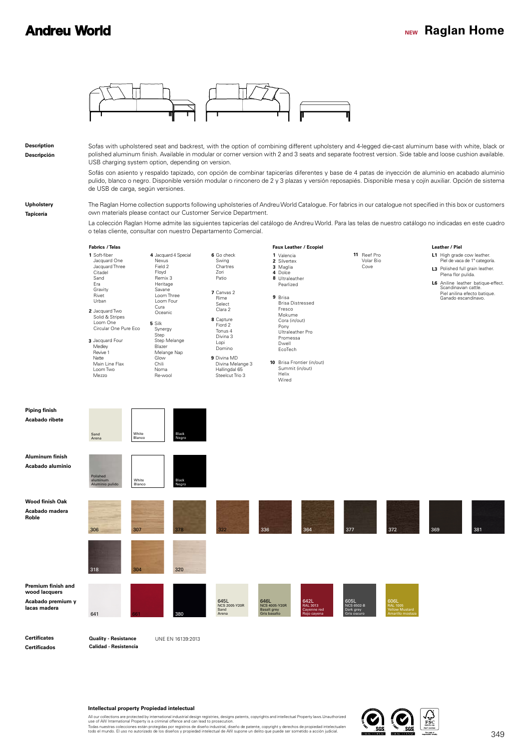# Andreu World

## NEW Raglan Home

**Description**
**Descripción**

Sofas with upholstered seat and backrest, with the option of combining different upholstery and 4-legged die-cast aluminum base with white, black or polished aluminum finish. Available in modular or corner version with 2 and 3 seats and separate footrest version. Side table and loose cushion available. USB charging system option, depending on version.

Sofás con asiento y respaldo tapizado, con opción de combinar tapicerías diferentes y base de 4 patas de inyección de aluminio en acabado aluminio pulido, blanco o negro. Disponible versión modular o rinconero de 2 y 3 plazas y versión reposapiés. Disponible mesa y cojín auxiliar. Opción de sistema de USB de carga, según versiones.

**Upholstery**
**Tapicería**

The Raglan Home collection supports following upholsteries of Andreu World Catalogue. For fabrics in our catalogue not specified in this box or customers own materials please contact our Customer Service Department.

La colección Raglan Home admite las siguientes tapicerías del catálogo de Andreu World. Para las telas de nuestro catálogo no indicadas en este cuadro o telas cliente, consultar con nuestro Departamento Comercial.

**Fabrics / Telas**

**1** Soft-fiber, Jacquard One, Jacquard Three, Citadel, Sand, Era, Gravity, Rivet, Urban

**2** Jacquard Two, Solid & Stripes, Loom One, Circular One Pure Eco

**3** Jacquard Four, Medley, Revive 1, Natte, Main Line Flax, Loom Two, Mezzo

**4** Jacquard 4 Special, Nexus, Field 2, Floyd, Remix 3, Heritage, Savane, Loom Three, Loom Four, Cura, Oceanic

**5** Silk, Synergy, Step, Step Melange, Blazer, Melange Nap, Glow, Chili, Noma, Re-wool

**6** Go check, Swing, Chartres, Zori, Patio

**7** Canvas 2, Rime, Select, Clara 2

**8** Capture, Fiord 2, Tonus 4, Divina 3, Lopi, Domino

**9** Divina MD, Divina Melange 3, Hallingdal 65, Steelcut Trio 3

**Faux Leather / Ecopiel**

**1** Valencia

**2** Silvertex

**3** Maglia

**4** Dolce

**8** Ultraleather, Pearlized

**9** Brisa, Brisa Distressed, Fresco, Mokume, Cora (in/out), Pony, Ultraleather Pro, Promessa, Dwell, EcoTech

**10** Brisa Frontier (in/out), Summit (in/out), Helix, Wired

**11** Reef Pro, Volar Bio, Cove

**Leather / Piel**

**L1** High grade cow leather. Piel de vaca de 1ª categoría.

**L3** Polished full grain leather. Plena flor pulida.

**L6** Aniline leather batique-effect. Scandinavian cattle. Piel anilina efecto batique. Ganado escandinavo.

**Piping finish**
**Acabado ribete**

Sand / Arena · White / Blanco · Black / Negro

**Aluminum finish**
**Acabado aluminio**

Polished aluminum / Aluminio pulido · White / Blanco · Black / Negro

**Wood finish Oak**
**Acabado madera Roble**

306 · 307 · 378 · 322 · 336 · 364 · 377 · 372 · 369 · 381 · 318 · 304 · 320

**Premium finish and wood lacquers**
**Acabado premium y lacas madera**

641 · 681 · 380 · 645L NCS 2005-Y20R Sand / Arena · 646L NCS 4005-Y20R Basalt grey / Gris basalto · 642L RAL 3013 Cayenne red / Rojo cayena · 605L NCS 6502-B Dark grey / Gris oscuro · 606L RAL 1005 Yellow Mustard / Amarillo mostaza

**Certificates**
**Certificados**

**Quality - Resistance** / **Calidad - Resistencia**: UNE EN 16139:2013

**Intellectual property Propiedad intelectual**

All our collections are protected by international industrial design registries, designs patents, copyrights and intellectual Property laws.Unauthorized use of AW International Property is a criminal offence and can lead to prosecution.
Todas nuestras colecciones están protegidas por registros de diseño industrial, diseño de patente, copyright y derechos de propiedad intelectualen todo el mundo. El uso no autorizado de los diseños y propiedad intelectual de AW supone un delito que puede ser sometido a acción judicial.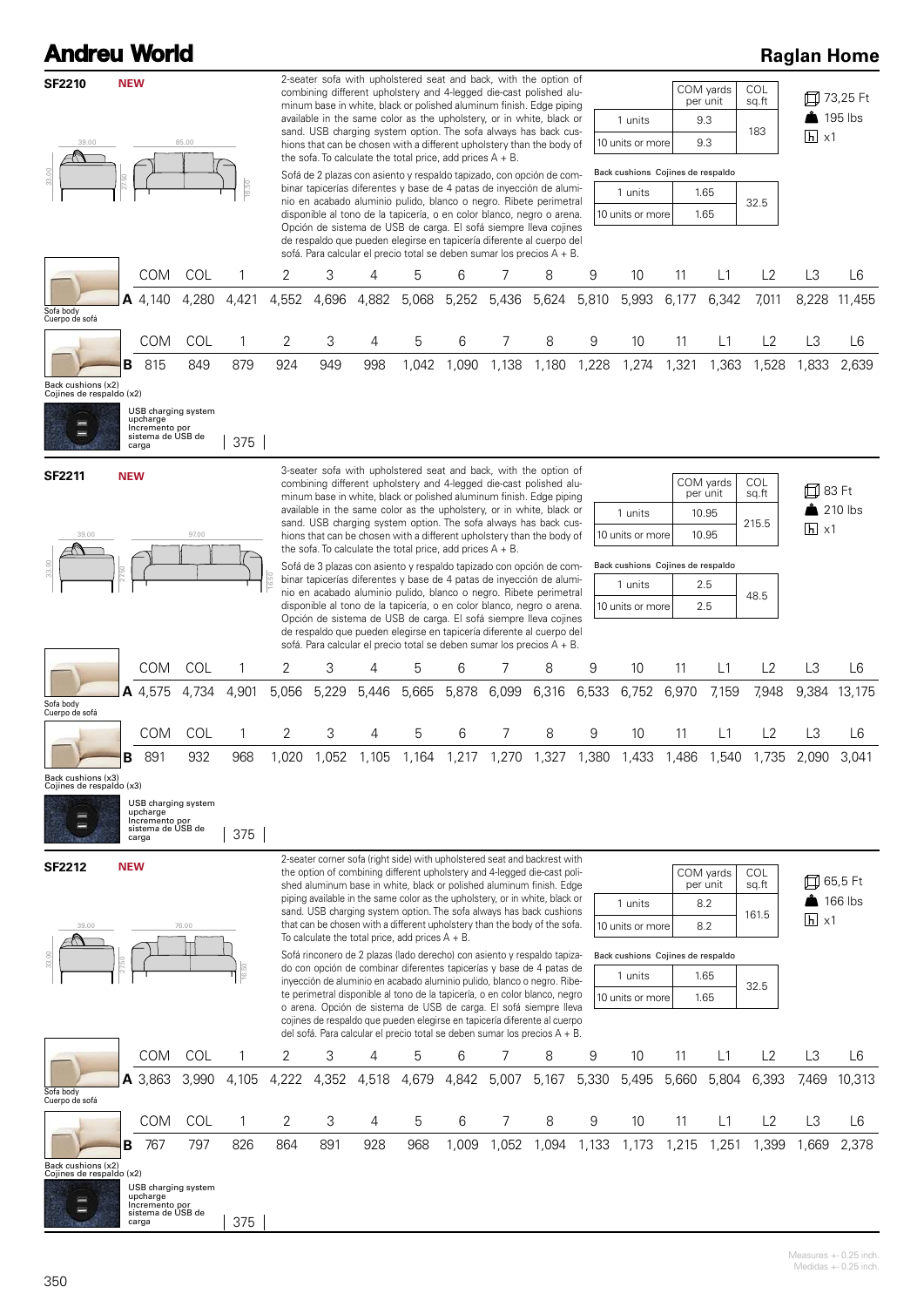# Andreu World

## Raglan Home

### SF2210 NEW

39.00 | 85.00 | 33.00 | 27.50 | 16.50

2-seater sofa with upholstered seat and back, with the option of combining different upholstery and 4-legged die-cast polished aluminum base in white, black or polished aluminum finish. Edge piping available in the same color as the upholstery, or in white, black or sand. USB charging system option. The sofa always has back cushions that can be chosen with a different upholstery than the body of the sofa. To calculate the total price, add prices A + B.

Sofá de 2 plazas con asiento y respaldo tapizado, con opción de combinar tapicerías diferentes y base de 4 patas de inyección de aluminio en acabado aluminio pulido, blanco o negro. Ribete perimetral disponible al tono de la tapicería, o en color blanco, negro o arena. Opción de sistema de USB de carga. El sofá siempre lleva cojines de respaldo que pueden elegirse en tapicería diferente al cuerpo del sofá. Para calcular el precio total se deben sumar los precios A + B.

| | COM yards per unit | COL sq.ft |
|---|---|---|
| 1 units | 9.3 | 183 |
| 10 units or more | 9.3 | |

Back cushions Cojines de respaldo

| | | |
|---|---|---|
| 1 units | 1.65 | 32.5 |
| 10 units or more | 1.65 | |

73,25 Ft · 195 lbs · x1

| | | COM | COL | 1 | 2 | 3 | 4 | 5 | 6 | 7 | 8 | 9 | 10 | 11 | L1 | L2 | L3 | L6 |
|---|---|---|---|---|---|---|---|---|---|---|---|---|---|---|---|---|---|---|
| Sofa body / Cuerpo de sofá | A | 4,140 | 4,280 | 4,421 | 4,552 | 4,696 | 4,882 | 5,068 | 5,252 | 5,436 | 5,624 | 5,810 | 5,993 | 6,177 | 6,342 | 7,011 | 8,228 | 11,455 |
| Back cushions (x2) / Cojines de respaldo (x2) | B | 815 | 849 | 879 | 924 | 949 | 998 | 1,042 | 1,090 | 1,138 | 1,180 | 1,228 | 1,274 | 1,321 | 1,363 | 1,528 | 1,833 | 2,639 |

USB charging system upcharge / Incremento por sistema de USB de carga: 375

### SF2211 NEW

39.00 | 97.00 | 33.00 | 27.50 | 16.50

3-seater sofa with upholstered seat and back, with the option of combining different upholstery and 4-legged die-cast polished aluminum base in white, black or polished aluminum finish. Edge piping available in the same color as the upholstery, or in white, black or sand. USB charging system option. The sofa always has back cushions that can be chosen with a different upholstery than the body of the sofa. To calculate the total price, add prices A + B.

Sofá de 3 plazas con asiento y respaldo tapizado con opción de combinar tapicerías diferentes y base de 4 patas de inyección de aluminio en acabado aluminio pulido, blanco o negro. Ribete perimetral disponible al tono de la tapicería, o en color blanco, negro o arena. Opción de sistema de USB de carga. El sofá siempre lleva cojines de respaldo que pueden elegirse en tapicería diferente al cuerpo del sofá. Para calcular el precio total se deben sumar los precios A + B.

| | COM yards per unit | COL sq.ft |
|---|---|---|
| 1 units | 10.95 | 215.5 |
| 10 units or more | 10.95 | |

Back cushions Cojines de respaldo

| | | |
|---|---|---|
| 1 units | 2.5 | 48.5 |
| 10 units or more | 2.5 | |

83 Ft · 210 lbs · x1

| | | COM | COL | 1 | 2 | 3 | 4 | 5 | 6 | 7 | 8 | 9 | 10 | 11 | L1 | L2 | L3 | L6 |
|---|---|---|---|---|---|---|---|---|---|---|---|---|---|---|---|---|---|---|
| Sofa body / Cuerpo de sofá | A | 4,575 | 4,734 | 4,901 | 5,056 | 5,229 | 5,446 | 5,665 | 5,878 | 6,099 | 6,316 | 6,533 | 6,752 | 6,970 | 7,159 | 7,948 | 9,384 | 13,175 |
| Back cushions (x3) / Cojines de respaldo (x3) | B | 891 | 932 | 968 | 1,020 | 1,052 | 1,105 | 1,164 | 1,217 | 1,270 | 1,327 | 1,380 | 1,433 | 1,486 | 1,540 | 1,735 | 2,090 | 3,041 |

USB charging system upcharge / Incremento por sistema de USB de carga: 375

### SF2212 NEW

39.00 | 76.00 | 33.00 | 27.50 | 16.50

2-seater corner sofa (right side) with upholstered seat and backrest with the option of combining different upholstery and 4-legged die-cast polished aluminum base in white, black or polished aluminum finish. Edge piping available in the same color as the upholstery, or in white, black or sand. USB charging system option. The sofa always has back cushions that can be chosen with a different upholstery than the body of the sofa. To calculate the total price, add prices A + B.

Sofá rinconero de 2 plazas (lado derecho) con asiento y respaldo tapizado con opción de combinar diferentes tapicerías y base de 4 patas de inyección de aluminio en acabado aluminio pulido, blanco o negro. Ribete perimetral disponible al tono de la tapicería, o en color blanco, negro o arena. Opción de sistema de USB de carga. El sofá siempre lleva cojines de respaldo que pueden elegirse en tapicería diferente al cuerpo del sofá. Para calcular el precio total se deben sumar los precios A + B.

| | COM yards per unit | COL sq.ft |
|---|---|---|
| 1 units | 8.2 | 161.5 |
| 10 units or more | 8.2 | |

Back cushions Cojines de respaldo

| | | |
|---|---|---|
| 1 units | 1.65 | 32.5 |
| 10 units or more | 1.65 | |

65,5 Ft · 166 lbs · x1

| | | COM | COL | 1 | 2 | 3 | 4 | 5 | 6 | 7 | 8 | 9 | 10 | 11 | L1 | L2 | L3 | L6 |
|---|---|---|---|---|---|---|---|---|---|---|---|---|---|---|---|---|---|---|
| Sofa body / Cuerpo de sofá | A | 3,863 | 3,990 | 4,105 | 4,222 | 4,352 | 4,518 | 4,679 | 4,842 | 5,007 | 5,167 | 5,330 | 5,495 | 5,660 | 5,804 | 6,393 | 7,469 | 10,313 |
| Back cushions (x2) / Cojines de respaldo (x2) | B | 767 | 797 | 826 | 864 | 891 | 928 | 968 | 1,009 | 1,052 | 1,094 | 1,133 | 1,173 | 1,215 | 1,251 | 1,399 | 1,669 | 2,378 |

USB charging system upcharge / Incremento por sistema de USB de carga: 375

Measures +- 0.25 inch.
Medidas +- 0.25 inch.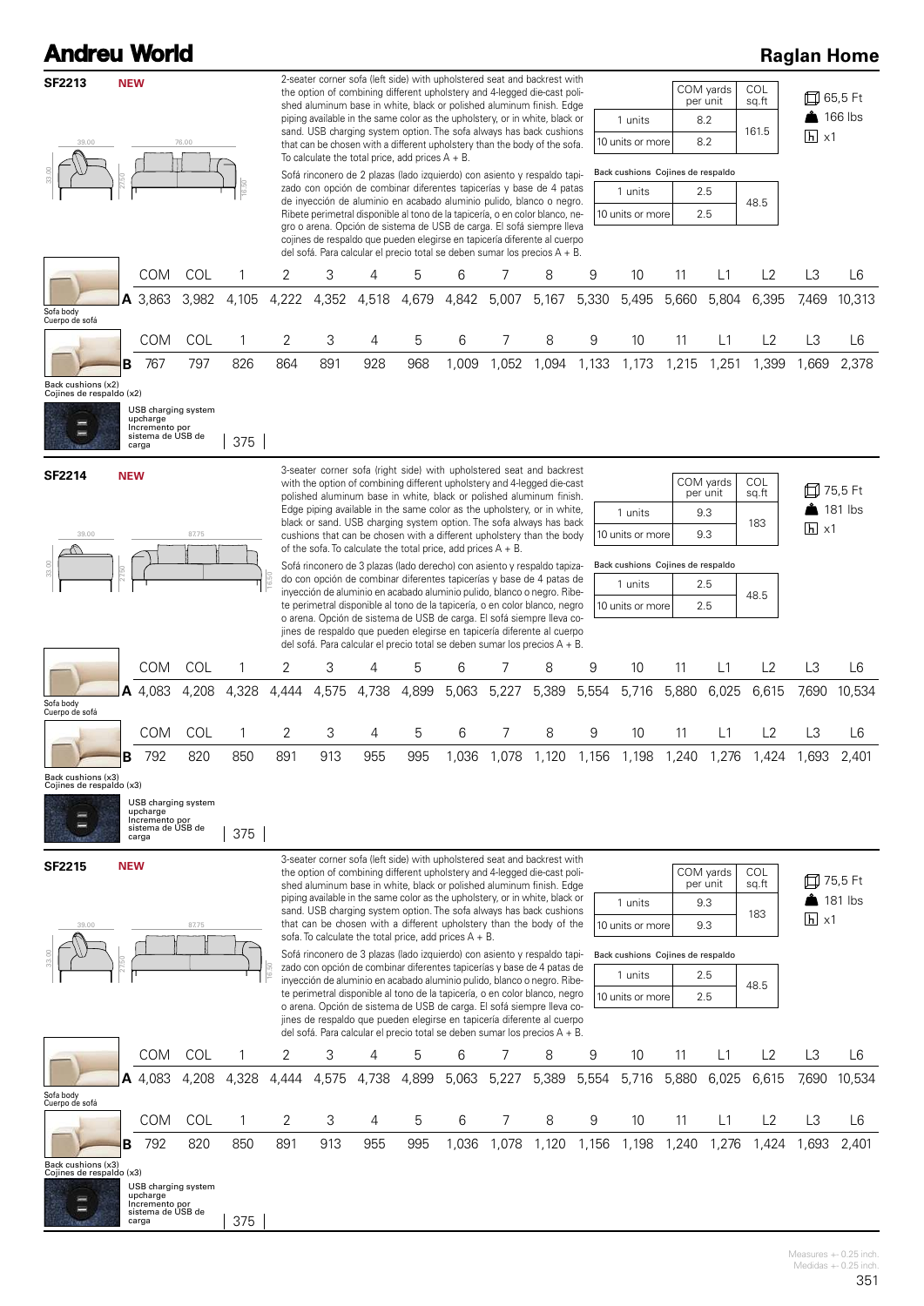# Andreu World

## Raglan Home

### SF2213 NEW

39.00 · 76.00 · 33.00 · 27.50 · 16.50

2-seater corner sofa (left side) with upholstered seat and backrest with the option of combining different upholstery and 4-legged die-cast polished aluminum base in white, black or polished aluminum finish. Edge piping available in the same color as the upholstery, or in white, black or sand. USB charging system option. The sofa always has back cushions that can be chosen with a different upholstery than the body of the sofa. To calculate the total price, add prices A + B.

Sofá rinconero de 2 plazas (lado izquierdo) con asiento y respaldo tapizado con opción de combinar diferentes tapicerías y base de 4 patas de inyección de aluminio en acabado aluminio pulido, blanco o negro. Ribete perimetral disponible al tono de la tapicería, o en color blanco, negro o arena. Opción de sistema de USB de carga. El sofá siempre lleva cojines de respaldo que pueden elegirse en tapicería diferente al cuerpo del sofá. Para calcular el precio total se deben sumar los precios A + B.

| | COM yards per unit | COL sq.ft |
|---|---|---|
| 1 units | 8.2 | 161.5 |
| 10 units or more | 8.2 | |

| Back cushions Cojines de respaldo | | |
|---|---|---|
| 1 units | 2.5 | 48.5 |
| 10 units or more | 2.5 | |

65,5 Ft · 166 lbs · x1

| | | COM | COL | 1 | 2 | 3 | 4 | 5 | 6 | 7 | 8 | 9 | 10 | 11 | L1 | L2 | L3 | L6 |
|---|---|---|---|---|---|---|---|---|---|---|---|---|---|---|---|---|---|---|
| Sofa body / Cuerpo de sofá | A | 3,863 | 3,982 | 4,105 | 4,222 | 4,352 | 4,518 | 4,679 | 4,842 | 5,007 | 5,167 | 5,330 | 5,495 | 5,660 | 5,804 | 6,395 | 7,469 | 10,313 |
| Back cushions (x2) / Cojines de respaldo (x2) | B | 767 | 797 | 826 | 864 | 891 | 928 | 968 | 1,009 | 1,052 | 1,094 | 1,133 | 1,173 | 1,215 | 1,251 | 1,399 | 1,669 | 2,378 |

USB charging system upcharge / Incremento por sistema de USB de carga: 375

### SF2214 NEW

39.00 · 87.75 · 33.00 · 27.50 · 16.50

3-seater corner sofa (right side) with upholstered seat and backrest with the option of combining different upholstery and 4-legged die-cast polished aluminum base in white, black or polished aluminum finish. Edge piping available in the same color as the upholstery, or in white, black or sand. USB charging system option. The sofa always has back cushions that can be chosen with a different upholstery than the body of the sofa. To calculate the total price, add prices A + B.

Sofá rinconero de 3 plazas (lado derecho) con asiento y respaldo tapizado con opción de combinar diferentes tapicerías y base de 4 patas de inyección de aluminio en acabado aluminio pulido, blanco o negro. Ribete perimetral disponible al tono de la tapicería, o en color blanco, negro o arena. Opción de sistema de USB de carga. El sofá siempre lleva cojines de respaldo que pueden elegirse en tapicería diferente al cuerpo del sofá. Para calcular el precio total se deben sumar los precios A + B.

| | COM yards per unit | COL sq.ft |
|---|---|---|
| 1 units | 9.3 | 183 |
| 10 units or more | 9.3 | |

| Back cushions Cojines de respaldo | | |
|---|---|---|
| 1 units | 2.5 | 48.5 |
| 10 units or more | 2.5 | |

75,5 Ft · 181 lbs · x1

| | | COM | COL | 1 | 2 | 3 | 4 | 5 | 6 | 7 | 8 | 9 | 10 | 11 | L1 | L2 | L3 | L6 |
|---|---|---|---|---|---|---|---|---|---|---|---|---|---|---|---|---|---|---|
| Sofa body / Cuerpo de sofá | A | 4,083 | 4,208 | 4,328 | 4,444 | 4,575 | 4,738 | 4,899 | 5,063 | 5,227 | 5,389 | 5,554 | 5,716 | 5,880 | 6,025 | 6,615 | 7,690 | 10,534 |
| Back cushions (x3) / Cojines de respaldo (x3) | B | 792 | 820 | 850 | 891 | 913 | 955 | 995 | 1,036 | 1,078 | 1,120 | 1,156 | 1,198 | 1,240 | 1,276 | 1,424 | 1,693 | 2,401 |

USB charging system upcharge / Incremento por sistema de USB de carga: 375

### SF2215 NEW

39.00 · 87.75 · 33.00 · 27.50 · 16.50

3-seater corner sofa (left side) with upholstered seat and backrest with the option of combining different upholstery and 4-legged die-cast polished aluminum base in white, black or polished aluminum finish. Edge piping available in the same color as the upholstery, or in white, black or sand. USB charging system option. The sofa always has back cushions that can be chosen with a different upholstery than the body of the sofa. To calculate the total price, add prices A + B.

Sofá rinconero de 3 plazas (lado izquierdo) con asiento y respaldo tapizado con opción de combinar diferentes tapicerías y base de 4 patas de inyección de aluminio en acabado aluminio pulido, blanco o negro. Ribete perimetral disponible al tono de la tapicería, o en color blanco, negro o arena. Opción de sistema de USB de carga. El sofá siempre lleva cojines de respaldo que pueden elegirse en tapicería diferente al cuerpo del sofá. Para calcular el precio total se deben sumar los precios A + B.

| | COM yards per unit | COL sq.ft |
|---|---|---|
| 1 units | 9.3 | 183 |
| 10 units or more | 9.3 | |

| Back cushions Cojines de respaldo | | |
|---|---|---|
| 1 units | 2.5 | 48.5 |
| 10 units or more | 2.5 | |

75,5 Ft · 181 lbs · x1

| | | COM | COL | 1 | 2 | 3 | 4 | 5 | 6 | 7 | 8 | 9 | 10 | 11 | L1 | L2 | L3 | L6 |
|---|---|---|---|---|---|---|---|---|---|---|---|---|---|---|---|---|---|---|
| Sofa body / Cuerpo de sofá | A | 4,083 | 4,208 | 4,328 | 4,444 | 4,575 | 4,738 | 4,899 | 5,063 | 5,227 | 5,389 | 5,554 | 5,716 | 5,880 | 6,025 | 6,615 | 7,690 | 10,534 |
| Back cushions (x3) / Cojines de respaldo (x3) | B | 792 | 820 | 850 | 891 | 913 | 955 | 995 | 1,036 | 1,078 | 1,120 | 1,156 | 1,198 | 1,240 | 1,276 | 1,424 | 1,693 | 2,401 |

USB charging system upcharge / Incremento por sistema de USB de carga: 375

Measures +- 0.25 inch.
Medidas +- 0.25 inch.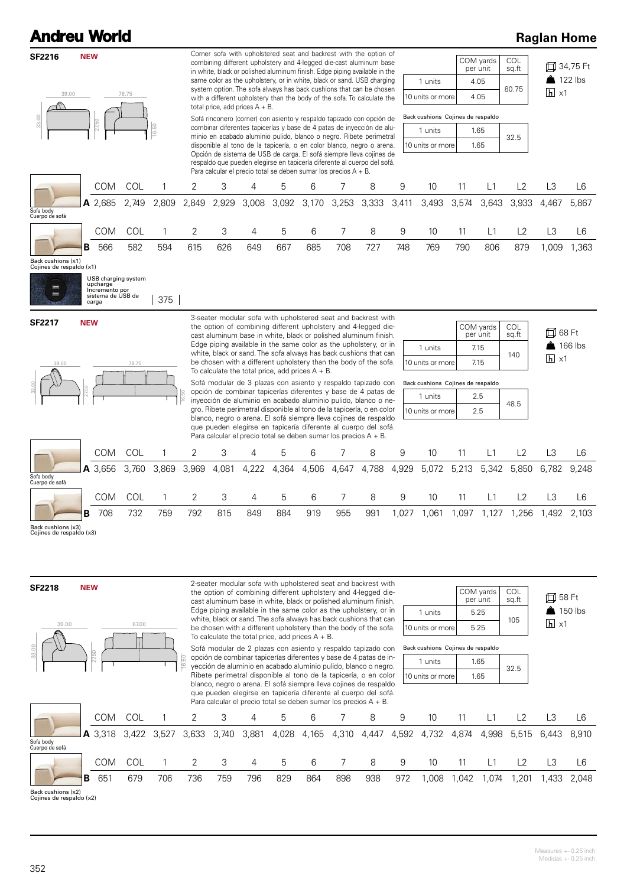# Andreu World

## Raglan Home

### SF2216 NEW

39.00 | 78.75 | 33.00 | 27.50 | 16.50

Corner sofa with upholstered seat and backrest with the option of combining different upholstery and 4-legged die-cast aluminum base in white, black or polished aluminum finish. Edge piping available in the same color as the upholstery, or in white, black or sand. USB charging system option. The sofa always has back cushions that can be chosen with a different upholstery than the body of the sofa. To calculate the total price, add prices A + B.

Sofá rinconero (corner) con asiento y respaldo tapizado con opción de combinar diferentes tapicerías y base de 4 patas de inyección de aluminio en acabado aluminio pulido, blanco o negro. Ribete perimetral disponible al tono de la tapicería, o en color blanco, negro o arena. Opción de sistema de USB de carga. El sofá siempre lleva cojines de respaldo que pueden elegirse en tapicería diferente al cuerpo del sofá. Para calcular el precio total se deben sumar los precios A + B.

| | COM yards per unit | COL sq.ft |
|---|---|---|
| 1 units | 4.05 | 80.75 |
| 10 units or more | 4.05 | |

| Back cushions Cojines de respaldo | | |
|---|---|---|
| 1 units | 1.65 | 32.5 |
| 10 units or more | 1.65 | |

34,75 Ft · 122 lbs · x1

| | | COM | COL | 1 | 2 | 3 | 4 | 5 | 6 | 7 | 8 | 9 | 10 | 11 | L1 | L2 | L3 | L6 |
|---|---|---|---|---|---|---|---|---|---|---|---|---|---|---|---|---|---|---|
| Sofa body / Cuerpo de sofá | A | 2,685 | 2,749 | 2,809 | 2,849 | 2,929 | 3,008 | 3,092 | 3,170 | 3,253 | 3,333 | 3,411 | 3,493 | 3,574 | 3,643 | 3,933 | 4,467 | 5,867 |
| Back cushions (x1) / Cojines de respaldo (x1) | B | 566 | 582 | 594 | 615 | 626 | 649 | 667 | 685 | 708 | 727 | 748 | 769 | 790 | 806 | 879 | 1,009 | 1,363 |

USB charging system upcharge / Incremento por sistema de USB de carga | 375

### SF2217 NEW

39.00 | 78.75 | 33.00 | 27.50 | 16.50

3-seater modular sofa with upholstered seat and backrest with the option of combining different upholstery and 4-legged die-cast aluminum base in white, black or polished aluminum finish. Edge piping available in the same color as the upholstery, or in white, black or sand. The sofa always has back cushions that can be chosen with a different upholstery than the body of the sofa. To calculate the total price, add prices A + B.

Sofá modular de 3 plazas con asiento y respaldo tapizado con opción de combinar tapicerías diferentes y base de 4 patas de inyección de aluminio en acabado aluminio pulido, blanco o negro. Ribete perimetral disponible al tono de la tapicería, o en color blanco, negro o arena. El sofá siempre lleva cojines de respaldo que pueden elegirse en tapicería diferente al cuerpo del sofá. Para calcular el precio total se deben sumar los precios A + B.

| | COM yards per unit | COL sq.ft |
|---|---|---|
| 1 units | 7.15 | 140 |
| 10 units or more | 7.15 | |

| Back cushions Cojines de respaldo | | |
|---|---|---|
| 1 units | 2.5 | 48.5 |
| 10 units or more | 2.5 | |

68 Ft · 166 lbs · x1

| | | COM | COL | 1 | 2 | 3 | 4 | 5 | 6 | 7 | 8 | 9 | 10 | 11 | L1 | L2 | L3 | L6 |
|---|---|---|---|---|---|---|---|---|---|---|---|---|---|---|---|---|---|---|
| Sofa body / Cuerpo de sofá | A | 3,656 | 3,760 | 3,869 | 3,969 | 4,081 | 4,222 | 4,364 | 4,506 | 4,647 | 4,788 | 4,929 | 5,072 | 5,213 | 5,342 | 5,850 | 6,782 | 9,248 |
| Back cushions (x3) / Cojines de respaldo (x3) | B | 708 | 732 | 759 | 792 | 815 | 849 | 884 | 919 | 955 | 991 | 1,027 | 1,061 | 1,097 | 1,127 | 1,256 | 1,492 | 2,103 |

### SF2218 NEW

39.00 | 67.00 | 33.00 | 27.50 | 16.50

2-seater modular sofa with upholstered seat and backrest with the option of combining different upholstery and 4-legged die-cast aluminum base in white, black or polished aluminum finish. Edge piping available in the same color as the upholstery, or in white, black or sand. The sofa always has back cushions that can be chosen with a different upholstery than the body of the sofa. To calculate the total price, add prices A + B.

Sofá modular de 2 plazas con asiento y respaldo tapizado con opción de combinar tapicerías diferentes y base de 4 patas de inyección de aluminio en acabado aluminio pulido, blanco o negro. Ribete perimetral disponible al tono de la tapicería, o en color blanco, negro o arena. El sofá siempre lleva cojines de respaldo que pueden elegirse en tapicería diferente al cuerpo del sofá. Para calcular el precio total se deben sumar los precios A + B.

| | COM yards per unit | COL sq.ft |
|---|---|---|
| 1 units | 5.25 | 105 |
| 10 units or more | 5.25 | |

| Back cushions Cojines de respaldo | | |
|---|---|---|
| 1 units | 1.65 | 32.5 |
| 10 units or more | 1.65 | |

58 Ft · 150 lbs · x1

| | | COM | COL | 1 | 2 | 3 | 4 | 5 | 6 | 7 | 8 | 9 | 10 | 11 | L1 | L2 | L3 | L6 |
|---|---|---|---|---|---|---|---|---|---|---|---|---|---|---|---|---|---|---|
| Sofa body / Cuerpo de sofá | A | 3,318 | 3,422 | 3,527 | 3,633 | 3,740 | 3,881 | 4,028 | 4,165 | 4,310 | 4,447 | 4,592 | 4,732 | 4,874 | 4,998 | 5,515 | 6,443 | 8,910 |
| Back cushions (x2) / Cojines de respaldo (x2) | B | 651 | 679 | 706 | 736 | 759 | 796 | 829 | 864 | 898 | 938 | 972 | 1,008 | 1,042 | 1,074 | 1,201 | 1,433 | 2,048 |

Measures +- 0.25 inch.
Medidas +- 0.25 inch.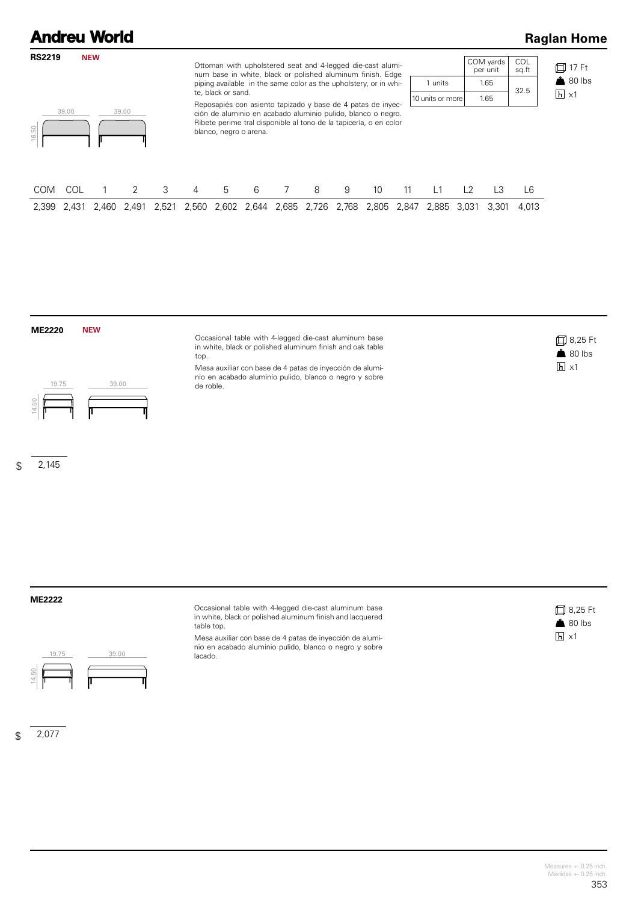## RS2219 **NEW**

39.00 | 39.00 | 16.50

Ottoman with upholstered seat and 4-legged die-cast aluminum base in white, black or polished aluminum finish. Edge piping available in the same color as the upholstery, or in white, black or sand.

Reposapiés con asiento tapizado y base de 4 patas de inyección de aluminio en acabado aluminio pulido, blanco o negro. Ribete perime tral disponible al tono de la tapicería, o en color blanco, negro o arena.

| | COM yards per unit | COL sq.ft |
|---|---|---|
| 1 units | 1.65 | 32.5 |
| 10 units or more | 1.65 | |

17 Ft
80 lbs
x1

| COM | COL | 1 | 2 | 3 | 4 | 5 | 6 | 7 | 8 | 9 | 10 | 11 | L1 | L2 | L3 | L6 |
|---|---|---|---|---|---|---|---|---|---|---|---|---|---|---|---|---|
| 2,399 | 2,431 | 2,460 | 2,491 | 2,521 | 2,560 | 2,602 | 2,644 | 2,685 | 2,726 | 2,768 | 2,805 | 2,847 | 2,885 | 3,031 | 3,301 | 4,013 |

## ME2220 **NEW**

19.75 | 39.00 | 14.50

Occasional table with 4-legged die-cast aluminum base in white, black or polished aluminum finish and oak table top.

Mesa auxiliar con base de 4 patas de inyección de aluminio en acabado aluminio pulido, blanco o negro y sobre de roble.

8,25 Ft
80 lbs
x1

$ 2,145

## ME2222

19.75 | 39.00 | 14.50

Occasional table with 4-legged die-cast aluminum base in white, black or polished aluminum finish and lacquered table top.

Mesa auxiliar con base de 4 patas de inyección de aluminio en acabado aluminio pulido, blanco o negro y sobre lacado.

8,25 Ft
80 lbs
x1

$ 2,077

Measures +- 0.25 inch.
Medidas +- 0.25 inch.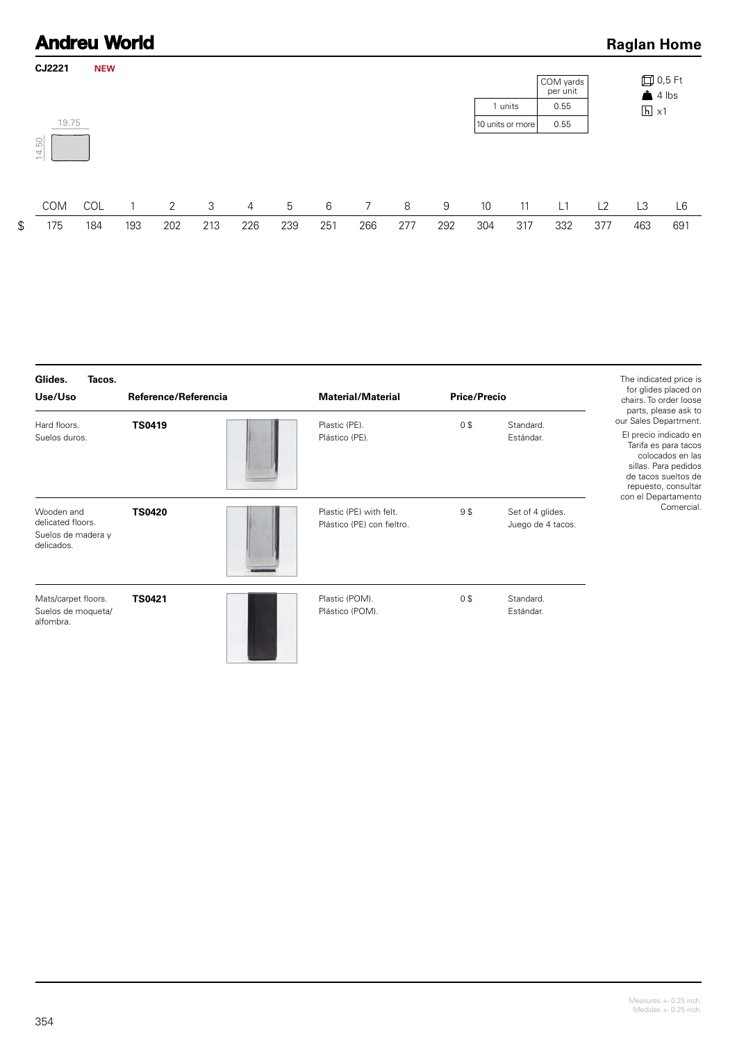## CJ2221 **NEW**

19.75

14.50

| | COM yards per unit |
|---|---|
| 1 units | 0.55 |
| 10 units or more | 0.55 |

0,5 Ft
4 lbs
x1

| | COM | COL | 1 | 2 | 3 | 4 | 5 | 6 | 7 | 8 | 9 | 10 | 11 | L1 | L2 | L3 | L6 |
|---|---|---|---|---|---|---|---|---|---|---|---|---|---|---|---|---|---|
| $ | 175 | 184 | 193 | 202 | 213 | 226 | 239 | 251 | 266 | 277 | 292 | 304 | 317 | 332 | 377 | 463 | 691 |

**Glides. Tacos.**

| Use/Uso | Reference/Referencia | Material/Material | Price/Precio | |
|---|---|---|---|---|
| Hard floors. Suelos duros. | **TS0419** | Plastic (PE). Plástico (PE). | 0 $ | Standard. Estándar. |
| Wooden and delicated floors. Suelos de madera y delicados. | **TS0420** | Plastic (PE) with felt. Plástico (PE) con fieltro. | 9 $ | Set of 4 glides. Juego de 4 tacos. |
| Mats/carpet floors. Suelos de moqueta/alfombra. | **TS0421** | Plastic (POM). Plástico (POM). | 0 $ | Standard. Estándar. |

The indicated price is for glides placed on chairs. To order loose parts, please ask to our Sales Department.

El precio indicado en Tarifa es para tacos colocados en las sillas. Para pedidos de tacos sueltos de repuesto, consultar con el Departamento Comercial.

Measures +- 0.25 inch.
Medidas +- 0.25 inch.